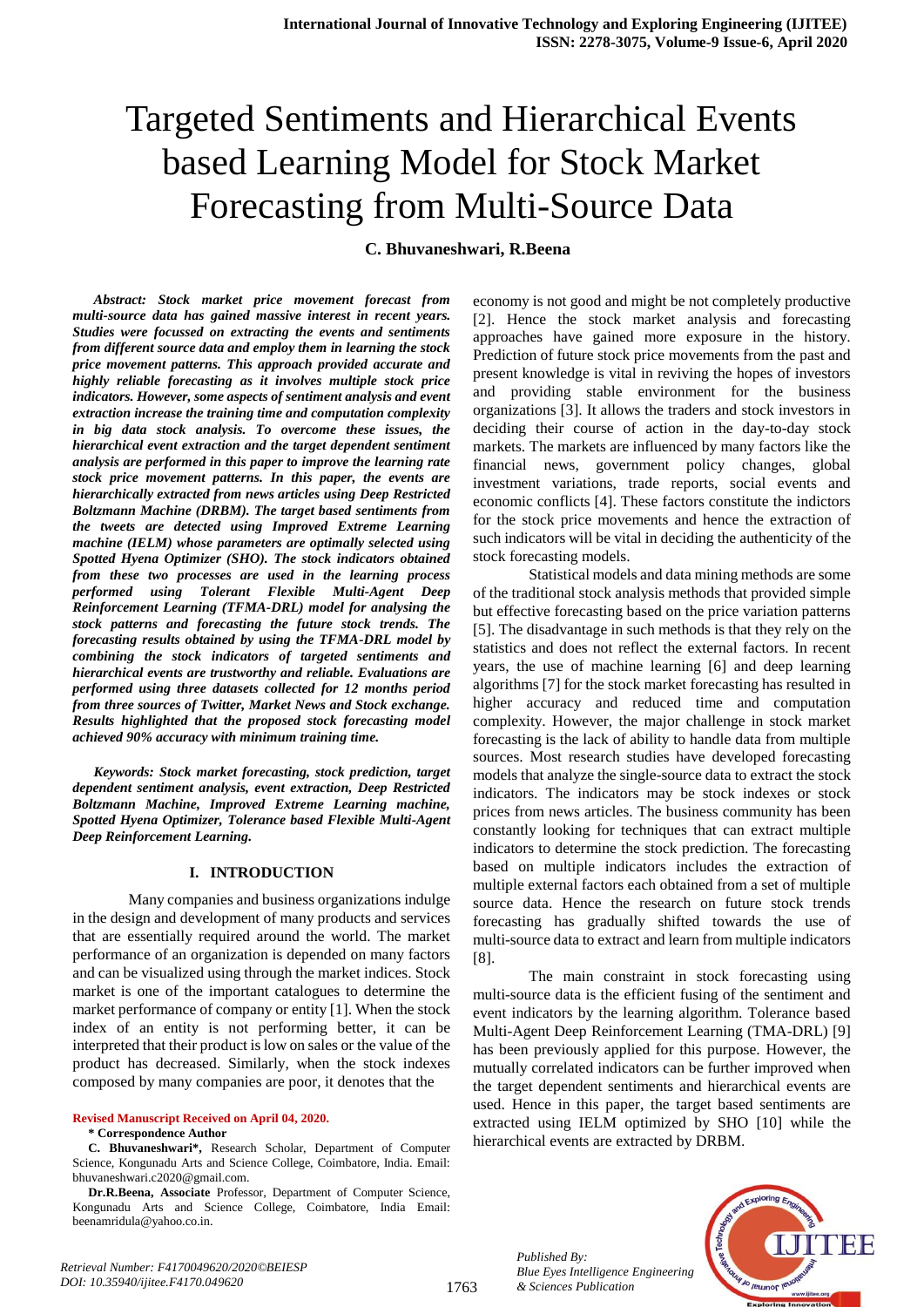# Targeted Sentiments and Hierarchical Events based Learning Model for Stock Market Forecasting from Multi-Source Data

**C. Bhuvaneshwari, R.Beena**

***Abstract: Stock market price movement forecast from multi-source data has gained massive interest in recent years. Studies were focussed on extracting the events and sentiments from different source data and employ them in learning the stock price movement patterns. This approach provided accurate and highly reliable forecasting as it involves multiple stock price indicators. However, some aspects of sentiment analysis and event extraction increase the training time and computation complexity in big data stock analysis. To overcome these issues, the hierarchical event extraction and the target dependent sentiment analysis are performed in this paper to improve the learning rate stock price movement patterns. In this paper, the events are hierarchically extracted from news articles using Deep Restricted Boltzmann Machine (DRBM). The target based sentiments from the tweets are detected using Improved Extreme Learning machine (IELM) whose parameters are optimally selected using Spotted Hyena Optimizer (SHO). The stock indicators obtained from these two processes are used in the learning process performed using Tolerant Flexible Multi-Agent Deep Reinforcement Learning (TFMA-DRL) model for analysing the stock patterns and forecasting the future stock trends. The forecasting results obtained by using the TFMA-DRL model by combining the stock indicators of targeted sentiments and hierarchical events are trustworthy and reliable. Evaluations are performed using three datasets collected for 12 months period from three sources of Twitter, Market News and Stock exchange. Results highlighted that the proposed stock forecasting model achieved 90% accuracy with minimum training time.***

***Keywords: Stock market forecasting, stock prediction, target dependent sentiment analysis, event extraction, Deep Restricted Boltzmann Machine, Improved Extreme Learning machine, Spotted Hyena Optimizer, Tolerance based Flexible Multi-Agent Deep Reinforcement Learning.***

## I. INTRODUCTION

Many companies and business organizations indulge in the design and development of many products and services that are essentially required around the world. The market performance of an organization is depended on many factors and can be visualized using through the market indices. Stock market is one of the important catalogues to determine the market performance of company or entity [1]. When the stock index of an entity is not performing better, it can be interpreted that their product is low on sales or the value of the product has decreased. Similarly, when the stock indexes composed by many companies are poor, it denotes that the economy is not good and might be not completely productive [2]. Hence the stock market analysis and forecasting approaches have gained more exposure in the history. Prediction of future stock price movements from the past and present knowledge is vital in reviving the hopes of investors and providing stable environment for the business organizations [3]. It allows the traders and stock investors in deciding their course of action in the day-to-day stock markets. The markets are influenced by many factors like the financial news, government policy changes, global investment variations, trade reports, social events and economic conflicts [4]. These factors constitute the indictors for the stock price movements and hence the extraction of such indicators will be vital in deciding the authenticity of the stock forecasting models.

Statistical models and data mining methods are some of the traditional stock analysis methods that provided simple but effective forecasting based on the price variation patterns [5]. The disadvantage in such methods is that they rely on the statistics and does not reflect the external factors. In recent years, the use of machine learning [6] and deep learning algorithms [7] for the stock market forecasting has resulted in higher accuracy and reduced time and computation complexity. However, the major challenge in stock market forecasting is the lack of ability to handle data from multiple sources. Most research studies have developed forecasting models that analyze the single-source data to extract the stock indicators. The indicators may be stock indexes or stock prices from news articles. The business community has been constantly looking for techniques that can extract multiple indicators to determine the stock prediction. The forecasting based on multiple indicators includes the extraction of multiple external factors each obtained from a set of multiple source data. Hence the research on future stock trends forecasting has gradually shifted towards the use of multi-source data to extract and learn from multiple indicators [8].

The main constraint in stock forecasting using multi-source data is the efficient fusing of the sentiment and event indicators by the learning algorithm. Tolerance based Multi-Agent Deep Reinforcement Learning (TMA-DRL) [9] has been previously applied for this purpose. However, the mutually correlated indicators can be further improved when the target dependent sentiments and hierarchical events are used. Hence in this paper, the target based sentiments are extracted using IELM optimized by SHO [10] while the hierarchical events are extracted by DRBM.

**Revised Manuscript Received on April 04, 2020.**

**\* Correspondence Author**

**C. Bhuvaneshwari\*,** Research Scholar, Department of Computer Science, Kongunadu Arts and Science College, Coimbatore, India. Email: bhuvaneshwari.c2020@gmail.com.

**Dr.R.Beena, Associate** Professor, Department of Computer Science, Kongunadu Arts and Science College, Coimbatore, India Email: beenamridula@yahoo.co.in.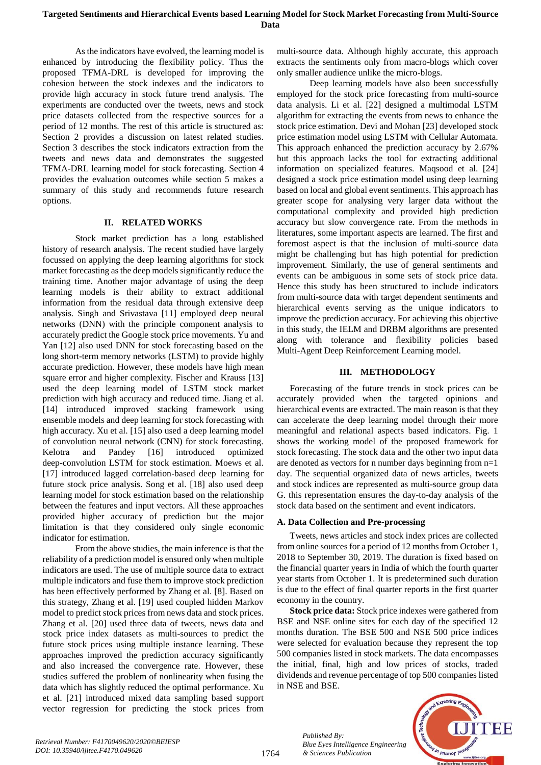As the indicators have evolved, the learning model is enhanced by introducing the flexibility policy. Thus the proposed TFMA-DRL is developed for improving the cohesion between the stock indexes and the indicators to provide high accuracy in stock future trend analysis. The experiments are conducted over the tweets, news and stock price datasets collected from the respective sources for a period of 12 months. The rest of this article is structured as: Section 2 provides a discussion on latest related studies. Section 3 describes the stock indicators extraction from the tweets and news data and demonstrates the suggested TFMA-DRL learning model for stock forecasting. Section 4 provides the evaluation outcomes while section 5 makes a summary of this study and recommends future research options.

## II. RELATED WORKS

Stock market prediction has a long established history of research analysis. The recent studied have largely focussed on applying the deep learning algorithms for stock market forecasting as the deep models significantly reduce the training time. Another major advantage of using the deep learning models is their ability to extract additional information from the residual data through extensive deep analysis. Singh and Srivastava [11] employed deep neural networks (DNN) with the principle component analysis to accurately predict the Google stock price movements. Yu and Yan [12] also used DNN for stock forecasting based on the long short-term memory networks (LSTM) to provide highly accurate prediction. However, these models have high mean square error and higher complexity. Fischer and Krauss [13] used the deep learning model of LSTM stock market prediction with high accuracy and reduced time. Jiang et al. [14] introduced improved stacking framework using ensemble models and deep learning for stock forecasting with high accuracy. Xu et al. [15] also used a deep learning model of convolution neural network (CNN) for stock forecasting. Kelotra and Pandey [16] introduced optimized deep-convolution LSTM for stock estimation. Moews et al. [17] introduced lagged correlation-based deep learning for future stock price analysis. Song et al. [18] also used deep learning model for stock estimation based on the relationship between the features and input vectors. All these approaches provided higher accuracy of prediction but the major limitation is that they considered only single economic indicator for estimation.

From the above studies, the main inference is that the reliability of a prediction model is ensured only when multiple indicators are used. The use of multiple source data to extract multiple indicators and fuse them to improve stock prediction has been effectively performed by Zhang et al. [8]. Based on this strategy, Zhang et al. [19] used coupled hidden Markov model to predict stock prices from news data and stock prices. Zhang et al. [20] used three data of tweets, news data and stock price index datasets as multi-sources to predict the future stock prices using multiple instance learning. These approaches improved the prediction accuracy significantly and also increased the convergence rate. However, these studies suffered the problem of nonlinearity when fusing the data which has slightly reduced the optimal performance. Xu et al. [21] introduced mixed data sampling based support vector regression for predicting the stock prices from multi-source data. Although highly accurate, this approach extracts the sentiments only from macro-blogs which cover only smaller audience unlike the micro-blogs.

Deep learning models have also been successfully employed for the stock price forecasting from multi-source data analysis. Li et al. [22] designed a multimodal LSTM algorithm for extracting the events from news to enhance the stock price estimation. Devi and Mohan [23] developed stock price estimation model using LSTM with Cellular Automata. This approach enhanced the prediction accuracy by 2.67% but this approach lacks the tool for extracting additional information on specialized features. Maqsood et al. [24] designed a stock price estimation model using deep learning based on local and global event sentiments. This approach has greater scope for analysing very larger data without the computational complexity and provided high prediction accuracy but slow convergence rate. From the methods in literatures, some important aspects are learned. The first and foremost aspect is that the inclusion of multi-source data might be challenging but has high potential for prediction improvement. Similarly, the use of general sentiments and events can be ambiguous in some sets of stock price data. Hence this study has been structured to include indicators from multi-source data with target dependent sentiments and hierarchical events serving as the unique indicators to improve the prediction accuracy. For achieving this objective in this study, the IELM and DRBM algorithms are presented along with tolerance and flexibility policies based Multi-Agent Deep Reinforcement Learning model.

## III. METHODOLOGY

Forecasting of the future trends in stock prices can be accurately provided when the targeted opinions and hierarchical events are extracted. The main reason is that they can accelerate the deep learning model through their more meaningful and relational aspects based indicators. Fig. 1 shows the working model of the proposed framework for stock forecasting. The stock data and the other two input data are denoted as vectors for n number days beginning from n=1 day. The sequential organized data of news articles, tweets and stock indices are represented as multi-source group data G. this representation ensures the day-to-day analysis of the stock data based on the sentiment and event indicators.

### A. Data Collection and Pre-processing

Tweets, news articles and stock index prices are collected from online sources for a period of 12 months from October 1, 2018 to September 30, 2019. The duration is fixed based on the financial quarter years in India of which the fourth quarter year starts from October 1. It is predetermined such duration is due to the effect of final quarter reports in the first quarter economy in the country.

**Stock price data:** Stock price indexes were gathered from BSE and NSE online sites for each day of the specified 12 months duration. The BSE 500 and NSE 500 price indices were selected for evaluation because they represent the top 500 companies listed in stock markets. The data encompasses the initial, final, high and low prices of stocks, traded dividends and revenue percentage of top 500 companies listed in NSE and BSE.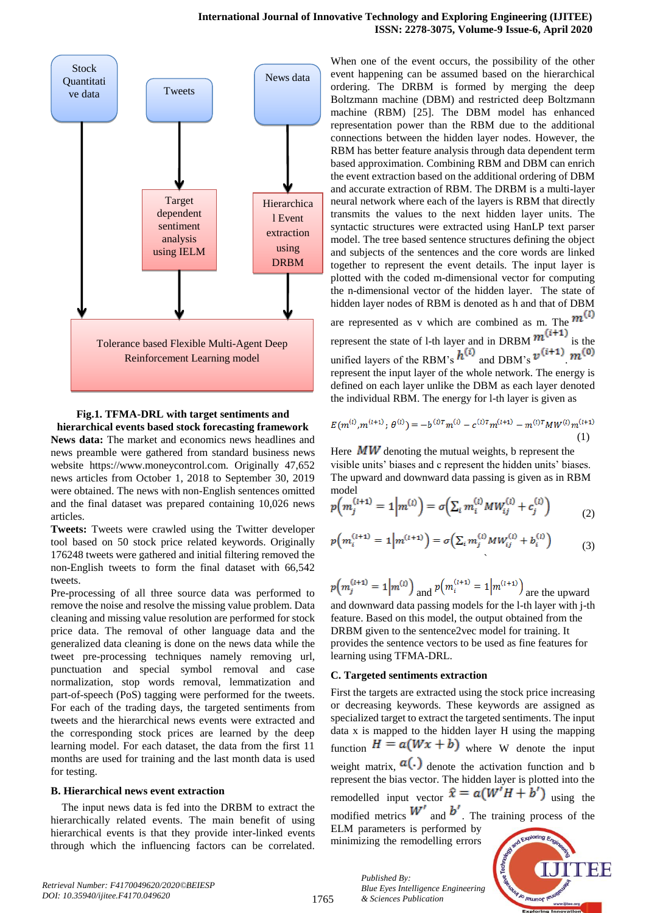Fig.1. TFMA-DRL with target sentiments and hierarchical events based stock forecasting framework

**News data:** The market and economics news headlines and news preamble were gathered from standard business news website https://www.moneycontrol.com. Originally 47,652 news articles from October 1, 2018 to September 30, 2019 were obtained. The news with non-English sentences omitted and the final dataset was prepared containing 10,026 news articles.

**Tweets:** Tweets were crawled using the Twitter developer tool based on 50 stock price related keywords. Originally 176248 tweets were gathered and initial filtering removed the non-English tweets to form the final dataset with 66,542 tweets.

Pre-processing of all three source data was performed to remove the noise and resolve the missing value problem. Data cleaning and missing value resolution are performed for stock price data. The removal of other language data and the generalized data cleaning is done on the news data while the tweet pre-processing techniques namely removing url, punctuation and special symbol removal and case normalization, stop words removal, lemmatization and part-of-speech (PoS) tagging were performed for the tweets. For each of the trading days, the targeted sentiments from tweets and the hierarchical news events were extracted and the corresponding stock prices are learned by the deep learning model. For each dataset, the data from the first 11 months are used for training and the last month data is used for testing.

### B. Hierarchical news event extraction

The input news data is fed into the DRBM to extract the hierarchically related events. The main benefit of using hierarchical events is that they provide inter-linked events through which the influencing factors can be correlated. When one of the event occurs, the possibility of the other event happening can be assumed based on the hierarchical ordering. The DRBM is formed by merging the deep Boltzmann machine (DBM) and restricted deep Boltzmann machine (RBM) [25]. The DBM model has enhanced representation power than the RBM due to the additional connections between the hidden layer nodes. However, the RBM has better feature analysis through data dependent term based approximation. Combining RBM and DBM can enrich the event extraction based on the additional ordering of DBM and accurate extraction of RBM. The DRBM is a multi-layer neural network where each of the layers is RBM that directly transmits the values to the next hidden layer units. The syntactic structures were extracted using HanLP text parser model. The tree based sentence structures defining the object and subjects of the sentences and the core words are linked together to represent the event details. The input layer is plotted with the coded m-dimensional vector for computing the n-dimensional vector of the hidden layer. The state of hidden layer nodes of RBM is denoted as h and that of DBM are represented as v which are combined as m. The $m^{(l)}$ represent the state of l-th layer and in DRBM $m^{(l+1)}$ is the unified layers of the RBM's $h^{(l)}$ and DBM's $v^{(l+1)}$. $m^{(0)}$ represent the input layer of the whole network. The energy is defined on each layer unlike the DBM as each layer denoted the individual RBM. The energy for l-th layer is given as

$$E(m^{(l)}, m^{(l+1)}; \theta^{(l)}) = -b^{(l)T} m^{(l)} - c^{(l)T} m^{(l+1)} - m^{(l)T} MW^{(l)} m^{(l+1)} \quad (1)$$

Here $MW$ denoting the mutual weights, b represent the visible units' biases and c represent the hidden units' biases. The upward and downward data passing is given as in RBM model

$$p\left(m_j^{(l+1)} = 1 \middle| m^{(l)}\right) = \sigma\left(\sum_i m_i^{(l)} MW_{ij}^{(l)} + c_j^{(l)}\right) \quad (2)$$

$$p\left(m_i^{(l+1)} = 1 \middle| m^{(l+1)}\right) = \sigma\left(\sum_i m_j^{(l)} MW_{ij}^{(l)} + b_i^{(l)}\right) \quad (3)$$

$p\left(m_j^{(l+1)} = 1 \middle| m^{(l)}\right)$ and $p\left(m_i^{(l+1)} = 1 \middle| m^{(l+1)}\right)$ are the upward and downward data passing models for the l-th layer with j-th feature. Based on this model, the output obtained from the DRBM given to the sentence2vec model for training. It provides the sentence vectors to be used as fine features for learning using TFMA-DRL.

### C. Targeted sentiments extraction

First the targets are extracted using the stock price increasing or decreasing keywords. These keywords are assigned as specialized target to extract the targeted sentiments. The input data x is mapped to the hidden layer H using the mapping function $H = a(Wx + b)$ where W denote the input weight matrix, $a(.)$ denote the activation function and b represent the bias vector. The hidden layer is plotted into the remodelled input vector $\hat{x} = a(W'H + b')$ using the modified metrics $W'$ and $b'$. The training process of the ELM parameters is performed by minimizing the remodelling errors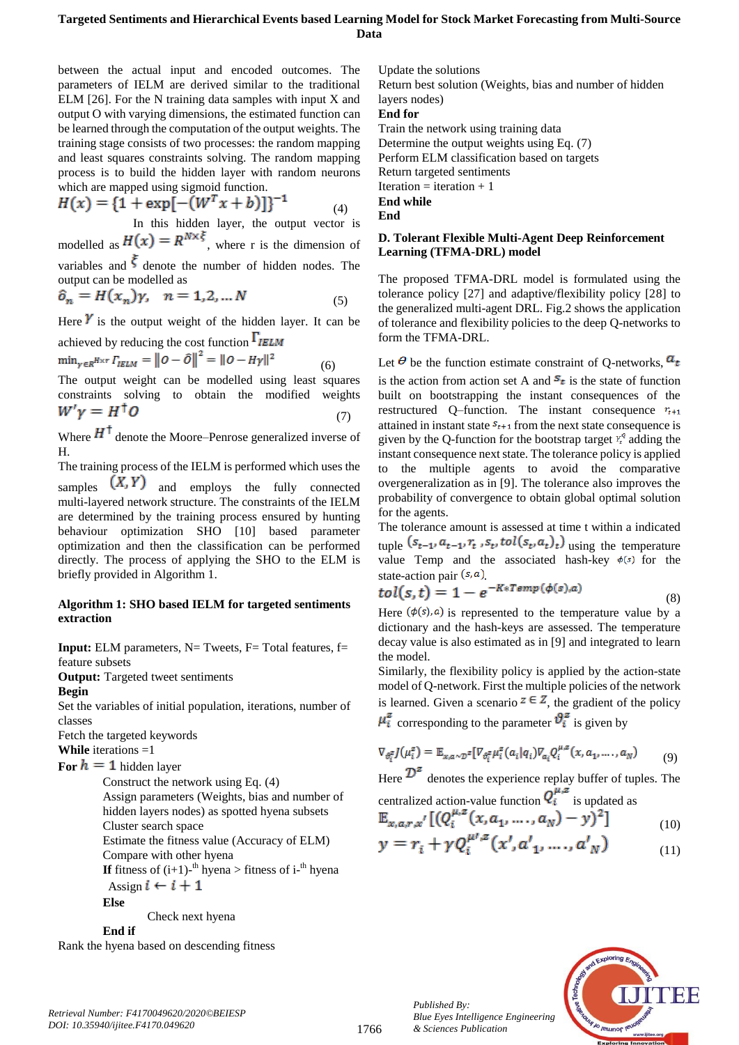between the actual input and encoded outcomes. The parameters of IELM are derived similar to the traditional ELM [26]. For the N training data samples with input X and output O with varying dimensions, the estimated function can be learned through the computation of the output weights. The training stage consists of two processes: the random mapping and least squares constraints solving. The random mapping process is to build the hidden layer with random neurons which are mapped using sigmoid function.

$$H(x) = \{1 + \exp[-(W^T x + b)]\}^{-1} \tag{4}$$

In this hidden layer, the output vector is modelled as $H(x) = R^{N \times \xi}$, where r is the dimension of variables and $\xi$ denote the number of hidden nodes. The output can be modelled as

$$\hat{o}_n = H(x_n)\gamma, \quad n = 1,2,\dots N \tag{5}$$

Here $\gamma$ is the output weight of the hidden layer. It can be achieved by reducing the cost function $\Gamma_{IELM}$

$$\min_{\gamma \in R^{H \times r}} \Gamma_{IELM} = \|O - \hat{O}\|^2 = \|O - H\gamma\|^2 \tag{6}$$

The output weight can be modelled using least squares constraints solving to obtain the modified weights

$$W'\gamma = H^{\dagger}O \tag{7}$$

Where $H^{\dagger}$ denote the Moore–Penrose generalized inverse of H.

The training process of the IELM is performed which uses the samples $(X, Y)$ and employs the fully connected multi-layered network structure. The constraints of the IELM are determined by the training process ensured by hunting behaviour optimization SHO [10] based parameter optimization and then the classification can be performed directly. The process of applying the SHO to the ELM is briefly provided in Algorithm 1.

**Algorithm 1: SHO based IELM for targeted sentiments extraction**

**Input:** ELM parameters, N= Tweets, F= Total features, f= feature subsets
**Output:** Targeted tweet sentiments
**Begin**
Set the variables of initial population, iterations, number of classes
Fetch the targeted keywords
**While** iterations =1
**For** $h = 1$ hidden layer
    Construct the network using Eq. (4)
    Assign parameters (Weights, bias and number of hidden layers nodes) as spotted hyena subsets
    Cluster search space
    Estimate the fitness value (Accuracy of ELM)
    Compare with other hyena
    **If** fitness of (i+1)-th hyena > fitness of i-th hyena
        Assign $i \leftarrow i + 1$
    **Else**
        Check next hyena
    **End if**
Rank the hyena based on descending fitness
Update the solutions
Return best solution (Weights, bias and number of hidden layers nodes)
**End for**
Train the network using training data
Determine the output weights using Eq. (7)
Perform ELM classification based on targets
Return targeted sentiments
Iteration = iteration + 1
**End while**
**End**

### D. Tolerant Flexible Multi-Agent Deep Reinforcement Learning (TFMA-DRL) model

The proposed TFMA-DRL model is formulated using the tolerance policy [27] and adaptive/flexibility policy [28] to the generalized multi-agent DRL. Fig.2 shows the application of tolerance and flexibility policies to the deep Q-networks to form the TFMA-DRL.

Let $\theta$ be the function estimate constraint of Q-networks, $a_t$ is the action from action set A and $s_t$ is the state of function built on bootstrapping the instant consequences of the restructured Q–function. The instant consequence $r_{t+1}$ attained in instant state $s_{t+1}$ from the next state consequence is given by the Q-function for the bootstrap target $r_t^Q$ adding the instant consequence next state. The tolerance policy is applied to the multiple agents to avoid the comparative overgeneralization as in [9]. The tolerance also improves the probability of convergence to obtain global optimal solution for the agents.

The tolerance amount is assessed at time t within a indicated tuple $(s_{t-1}, a_{t-1}, r_t, s_t, tol(s_t, a_t))$ using the temperature value Temp and the associated hash-key $\phi(s)$ for the state-action pair $(s, a)$.

$$tol(s,t) = 1 - e^{-K * Temp(\phi(s), a)} \tag{8}$$

Here $(\phi(s), a)$ is represented to the temperature value by a dictionary and the hash-keys are assessed. The temperature decay value is also estimated as in [9] and integrated to learn the model.

Similarly, the flexibility policy is applied by the action-state model of Q-network. First the multiple policies of the network is learned. Given a scenario $z \in Z$, the gradient of the policy $\mu_i^z$ corresponding to the parameter $\vartheta_i^z$ is given by

$$\nabla_{\vartheta_i^z} J(\mu_i^z) = \mathbb{E}_{x,a \sim \mathcal{D}^z}[\nabla_{\vartheta_i^z} \mu_i^z(a_i|q_i) \nabla_{a_i} Q_i^{\mu,z}(x, a_1, \dots, a_N)] \tag{9}$$

Here $\mathcal{D}^z$ denotes the experience replay buffer of tuples. The centralized action-value function $Q_i^{\mu,z}$ is updated as

$$\mathbb{E}_{x,a,r,x'}[(Q_i^{\mu,z}(x, a_1, \dots, a_N) - y)^2] \tag{10}$$

$$y = r_i + \gamma Q_i^{\mu',z}(x', a'_1, \dots, a'_N) \tag{11}$$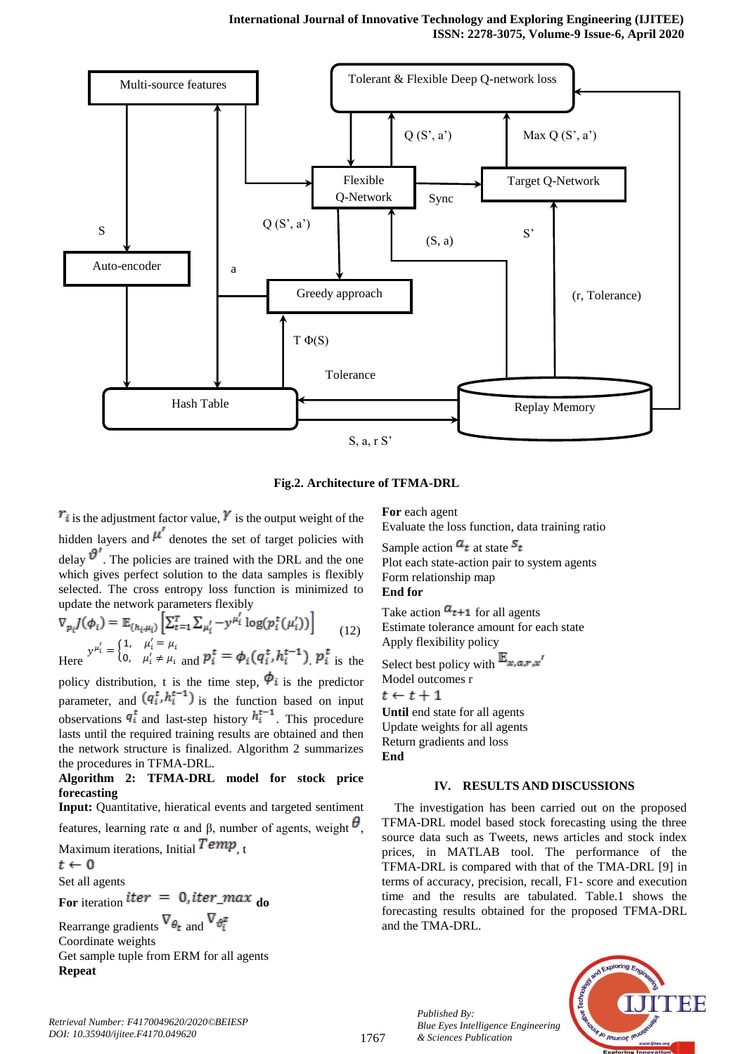Fig.2. Architecture of TFMA-DRL

$r_i$ is the adjustment factor value, $Y$ is the output weight of the hidden layers and $\mu'$ denotes the set of target policies with delay $\vartheta'$. The policies are trained with the DRL and the one which gives perfect solution to the data samples is flexibly selected. The cross entropy loss function is minimized to update the network parameters flexibly

$$\nabla_{p_i} J(\phi_i) = \mathbb{E}_{(h_i, \mu_i)} \left[ \sum_{t=1}^{T} \sum_{\mu_i'} -y^{\mu_i'} \log(p_i^t(\mu_i')) \right] \quad (12)$$

Here $y^{\mu_i'} = \begin{cases} 1, & \mu_i' = \mu_i \\ 0, & \mu_i' \neq \mu_i \end{cases}$ and $p_i^t = \phi_i(q_i^t, h_i^{t-1})$. $p_i^t$ is the policy distribution, t is the time step, $\phi_i$ is the predictor parameter, and $(q_i^t, h_i^{t-1})$ is the function based on input observations $q_i^t$ and last-step history $h_i^{t-1}$. This procedure lasts until the required training results are obtained and then the network structure is finalized. Algorithm 2 summarizes the procedures in TFMA-DRL.

**Algorithm 2: TFMA-DRL model for stock price forecasting**

**Input:** Quantitative, hieratical events and targeted sentiment features, learning rate α and β, number of agents, weight $\theta$, Maximum iterations, Initial $Temp$, t

$t \leftarrow 0$

Set all agents

**For** iteration $iter = 0, iter\_max$ **do**

Rearrange gradients $\nabla_{\theta_t}$ and $\nabla_{\theta_i^\pi}$

Coordinate weights

Get sample tuple from ERM for all agents

**Repeat**

**For** each agent

Evaluate the loss function, data training ratio

Sample action $a_t$ at state $s_t$

Plot each state-action pair to system agents

Form relationship map

**End for**

Take action $a_{t+1}$ for all agents

Estimate tolerance amount for each state

Apply flexibility policy

Select best policy with $\mathbb{E}_{x,a,r,x'}$

Model outcomes r

$t \leftarrow t + 1$

**Until** end state for all agents

Update weights for all agents

Return gradients and loss

**End**

## IV. RESULTS AND DISCUSSIONS

The investigation has been carried out on the proposed TFMA-DRL model based stock forecasting using the three source data such as Tweets, news articles and stock index prices, in MATLAB tool. The performance of the TFMA-DRL is compared with that of the TMA-DRL [9] in terms of accuracy, precision, recall, F1- score and execution time and the results are tabulated. Table.1 shows the forecasting results obtained for the proposed TFMA-DRL and the TMA-DRL.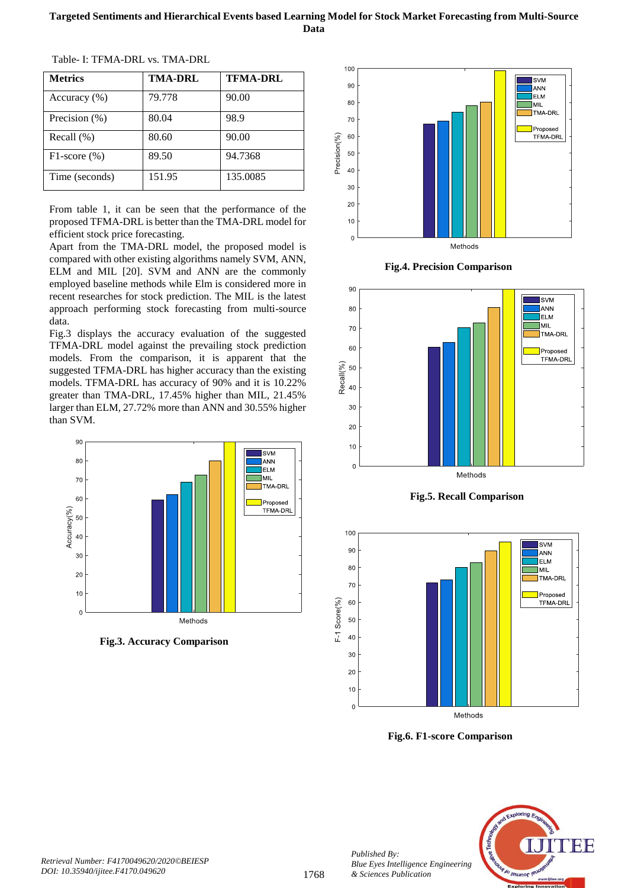Table- I: TFMA-DRL vs. TMA-DRL

| Metrics | TMA-DRL | TFMA-DRL |
|---|---|---|
| Accuracy (%) | 79.778 | 90.00 |
| Precision (%) | 80.04 | 98.9 |
| Recall (%) | 80.60 | 90.00 |
| F1-score (%) | 89.50 | 94.7368 |
| Time (seconds) | 151.95 | 135.0085 |

From table 1, it can be seen that the performance of the proposed TFMA-DRL is better than the TMA-DRL model for efficient stock price forecasting.

Apart from the TMA-DRL model, the proposed model is compared with other existing algorithms namely SVM, ANN, ELM and MIL [20]. SVM and ANN are the commonly employed baseline methods while Elm is considered more in recent researches for stock prediction. The MIL is the latest approach performing stock forecasting from multi-source data.

Fig.3 displays the accuracy evaluation of the suggested TFMA-DRL model against the prevailing stock prediction models. From the comparison, it is apparent that the suggested TFMA-DRL has higher accuracy than the existing models. TFMA-DRL has accuracy of 90% and it is 10.22% greater than TMA-DRL, 17.45% higher than MIL, 21.45% larger than ELM, 27.72% more than ANN and 30.55% higher than SVM.

**Fig.3. Accuracy Comparison**

**Fig.4. Precision Comparison**

**Fig.5. Recall Comparison**

**Fig.6. F1-score Comparison**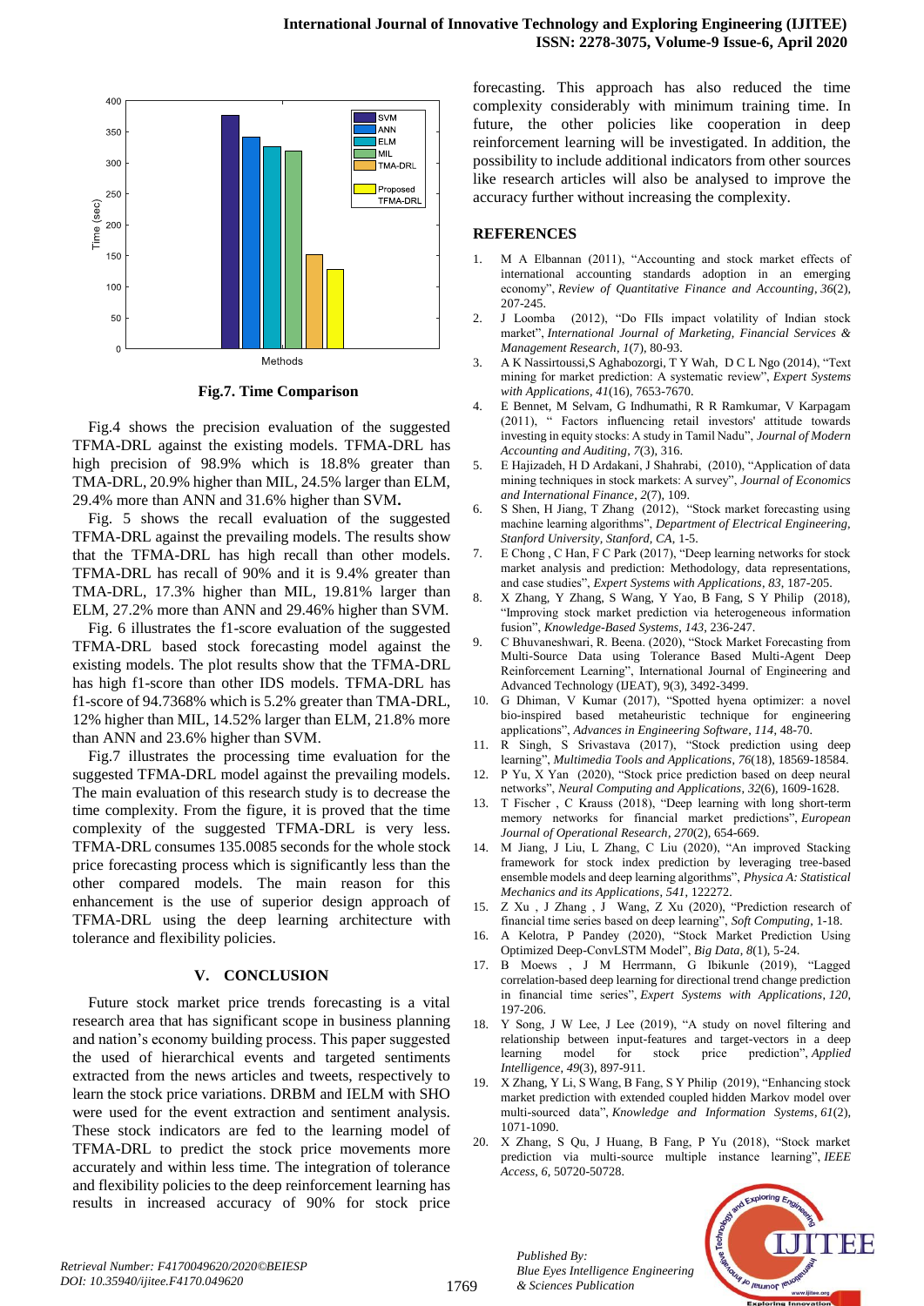Fig.7. Time Comparison

Fig.4 shows the precision evaluation of the suggested TFMA-DRL against the existing models. TFMA-DRL has high precision of 98.9% which is 18.8% greater than TMA-DRL, 20.9% higher than MIL, 24.5% larger than ELM, 29.4% more than ANN and 31.6% higher than SVM**.**

Fig. 5 shows the recall evaluation of the suggested TFMA-DRL against the prevailing models. The results show that the TFMA-DRL has high recall than other models. TFMA-DRL has recall of 90% and it is 9.4% greater than TMA-DRL, 17.3% higher than MIL, 19.81% larger than ELM, 27.2% more than ANN and 29.46% higher than SVM.

Fig. 6 illustrates the f1-score evaluation of the suggested TFMA-DRL based stock forecasting model against the existing models. The plot results show that the TFMA-DRL has high f1-score than other IDS models. TFMA-DRL has f1-score of 94.7368% which is 5.2% greater than TMA-DRL, 12% higher than MIL, 14.52% larger than ELM, 21.8% more than ANN and 23.6% higher than SVM.

Fig.7 illustrates the processing time evaluation for the suggested TFMA-DRL model against the prevailing models. The main evaluation of this research study is to decrease the time complexity. From the figure, it is proved that the time complexity of the suggested TFMA-DRL is very less. TFMA-DRL consumes 135.0085 seconds for the whole stock price forecasting process which is significantly less than the other compared models. The main reason for this enhancement is the use of superior design approach of TFMA-DRL using the deep learning architecture with tolerance and flexibility policies.

## V. CONCLUSION

Future stock market price trends forecasting is a vital research area that has significant scope in business planning and nation's economy building process. This paper suggested the used of hierarchical events and targeted sentiments extracted from the news articles and tweets, respectively to learn the stock price variations. DRBM and IELM with SHO were used for the event extraction and sentiment analysis. These stock indicators are fed to the learning model of TFMA-DRL to predict the stock price movements more accurately and within less time. The integration of tolerance and flexibility policies to the deep reinforcement learning has results in increased accuracy of 90% for stock price forecasting. This approach has also reduced the time complexity considerably with minimum training time. In future, the other policies like cooperation in deep reinforcement learning will be investigated. In addition, the possibility to include additional indicators from other sources like research articles will also be analysed to improve the accuracy further without increasing the complexity.

## REFERENCES

1. M A Elbannan (2011), "Accounting and stock market effects of international accounting standards adoption in an emerging economy", *Review of Quantitative Finance and Accounting*, *36*(2), 207-245.
2. J Loomba (2012), "Do FIIs impact volatility of Indian stock market", *International Journal of Marketing, Financial Services & Management Research*, *1*(7), 80-93.
3. A K Nassirtoussi,S Aghabozorgi, T Y Wah, D C L Ngo (2014), "Text mining for market prediction: A systematic review", *Expert Systems with Applications*, *41*(16), 7653-7670.
4. E Bennet, M Selvam, G Indhumathi, R R Ramkumar, V Karpagam (2011), " Factors influencing retail investors' attitude towards investing in equity stocks: A study in Tamil Nadu", *Journal of Modern Accounting and Auditing*, *7*(3), 316.
5. E Hajizadeh, H D Ardakani, J Shahrabi, (2010), "Application of data mining techniques in stock markets: A survey", *Journal of Economics and International Finance*, *2*(7), 109.
6. S Shen, H Jiang, T Zhang (2012), "Stock market forecasting using machine learning algorithms", *Department of Electrical Engineering, Stanford University, Stanford, CA*, 1-5.
7. E Chong , C Han, F C Park (2017), "Deep learning networks for stock market analysis and prediction: Methodology, data representations, and case studies", *Expert Systems with Applications*, *83*, 187-205.
8. X Zhang, Y Zhang, S Wang, Y Yao, B Fang, S Y Philip (2018), "Improving stock market prediction via heterogeneous information fusion", *Knowledge-Based Systems*, *143*, 236-247.
9. C Bhuvaneshwari, R. Beena. (2020), "Stock Market Forecasting from Multi-Source Data using Tolerance Based Multi-Agent Deep Reinforcement Learning", International Journal of Engineering and Advanced Technology (IJEAT), 9(3), 3492-3499.
10. G Dhiman, V Kumar (2017), "Spotted hyena optimizer: a novel bio-inspired based metaheuristic technique for engineering applications", *Advances in Engineering Software*, *114*, 48-70.
11. R Singh, S Srivastava (2017), "Stock prediction using deep learning", *Multimedia Tools and Applications*, *76*(18), 18569-18584.
12. P Yu, X Yan (2020), "Stock price prediction based on deep neural networks", *Neural Computing and Applications*, *32*(6), 1609-1628.
13. T Fischer , C Krauss (2018), "Deep learning with long short-term memory networks for financial market predictions", *European Journal of Operational Research*, *270*(2), 654-669.
14. M Jiang, J Liu, L Zhang, C Liu (2020), "An improved Stacking framework for stock index prediction by leveraging tree-based ensemble models and deep learning algorithms", *Physica A: Statistical Mechanics and its Applications*, *541*, 122272.
15. Z Xu , J Zhang , J Wang, Z Xu (2020), "Prediction research of financial time series based on deep learning", *Soft Computing*, 1-18.
16. A Kelotra, P Pandey (2020), "Stock Market Prediction Using Optimized Deep-ConvLSTM Model", *Big Data*, *8*(1), 5-24.
17. B Moews , J M Herrmann, G Ibikunle (2019), "Lagged correlation-based deep learning for directional trend change prediction in financial time series", *Expert Systems with Applications*, *120*, 197-206.
18. Y Song, J W Lee, J Lee (2019), "A study on novel filtering and relationship between input-features and target-vectors in a deep learning model for stock price prediction", *Applied Intelligence*, *49*(3), 897-911.
19. X Zhang, Y Li, S Wang, B Fang, S Y Philip (2019), "Enhancing stock market prediction with extended coupled hidden Markov model over multi-sourced data", *Knowledge and Information Systems*, *61*(2), 1071-1090.
20. X Zhang, S Qu, J Huang, B Fang, P Yu (2018), "Stock market prediction via multi-source multiple instance learning", *IEEE Access*, *6*, 50720-50728.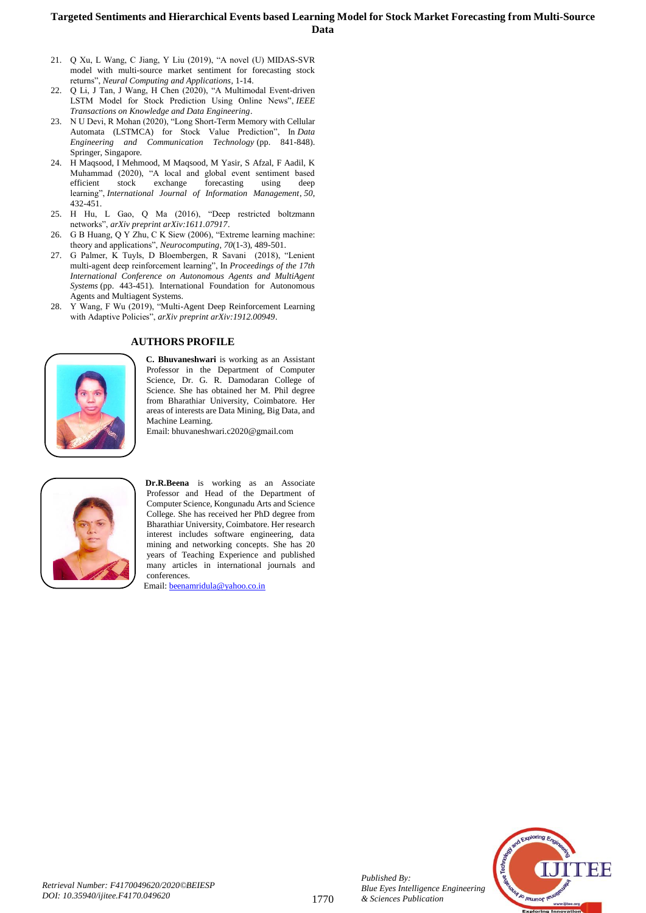21. Q Xu, L Wang, C Jiang, Y Liu (2019), "A novel (U) MIDAS-SVR model with multi-source market sentiment for forecasting stock returns", *Neural Computing and Applications*, 1-14.
22. Q Li, J Tan, J Wang, H Chen (2020), "A Multimodal Event-driven LSTM Model for Stock Prediction Using Online News", *IEEE Transactions on Knowledge and Data Engineering*.
23. N U Devi, R Mohan (2020), "Long Short-Term Memory with Cellular Automata (LSTMCA) for Stock Value Prediction", In *Data Engineering and Communication Technology* (pp. 841-848). Springer, Singapore.
24. H Maqsood, I Mehmood, M Maqsood, M Yasir, S Afzal, F Aadil, K Muhammad (2020), "A local and global event sentiment based efficient stock exchange forecasting using deep learning", *International Journal of Information Management*, *50*, 432-451.
25. H Hu, L Gao, Q Ma (2016), "Deep restricted boltzmann networks", *arXiv preprint arXiv:1611.07917*.
26. G B Huang, Q Y Zhu, C K Siew (2006), "Extreme learning machine: theory and applications", *Neurocomputing*, *70*(1-3), 489-501.
27. G Palmer, K Tuyls, D Bloembergen, R Savani (2018), "Lenient multi-agent deep reinforcement learning", In *Proceedings of the 17th International Conference on Autonomous Agents and MultiAgent Systems* (pp. 443-451). International Foundation for Autonomous Agents and Multiagent Systems.
28. Y Wang, F Wu (2019), "Multi-Agent Deep Reinforcement Learning with Adaptive Policies", *arXiv preprint arXiv:1912.00949*.

## AUTHORS PROFILE

**C. Bhuvaneshwari** is working as an Assistant Professor in the Department of Computer Science, Dr. G. R. Damodaran College of Science. She has obtained her M. Phil degree from Bharathiar University, Coimbatore. Her areas of interests are Data Mining, Big Data, and Machine Learning.
Email: bhuvaneshwari.c2020@gmail.com

**Dr.R.Beena** is working as an Associate Professor and Head of the Department of Computer Science, Kongunadu Arts and Science College. She has received her PhD degree from Bharathiar University, Coimbatore. Her research interest includes software engineering, data mining and networking concepts. She has 20 years of Teaching Experience and published many articles in international journals and conferences.
Email: beenamridula@yahoo.co.in